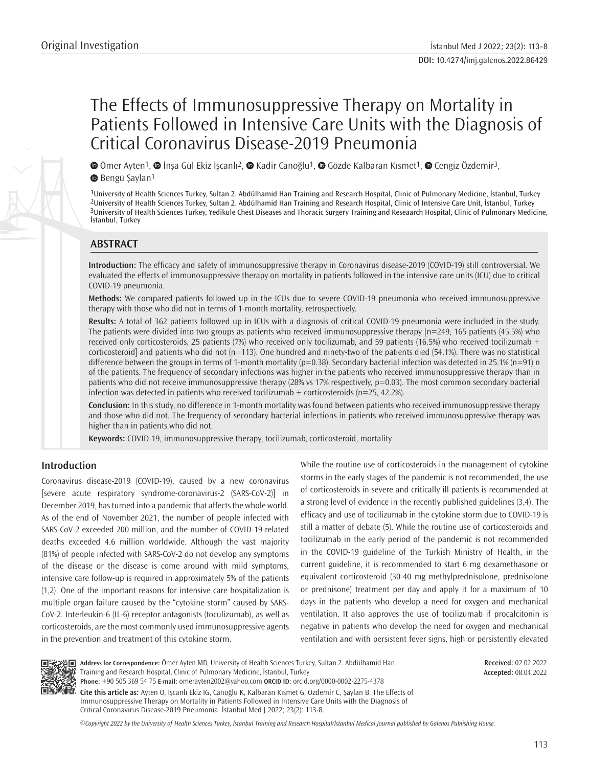Original Investigation

DOI: 10.4274/imj.galenos.2022.86429

# The Effects of Immunosuppressive Therapy on Mortality in Patients Followed in Intensive Care Units with the Diagnosis of Critical Coronavirus Disease-2019 Pneumonia

Ömer Ayten[1], İnşa Gül Ekiz İşcanlı[2], Kadir Canoğlu[1], Gözde Kalbaran Kısmet[1], Cengiz Özdemir[3], Bengü Şaylan[1]

[1]University of Health Sciences Turkey, Sultan 2. Abdülhamid Han Training and Research Hospital, Clinic of Pulmonary Medicine, İstanbul, Turkey
[2]University of Health Sciences Turkey, Sultan 2. Abdülhamid Han Training and Research Hospital, Clinic of Intensive Care Unit, İstanbul, Turkey
[3]University of Health Sciences Turkey, Yedikule Chest Diseases and Thoracic Surgery Training and Reseaarch Hospital, Clinic of Pulmonary Medicine, İstanbul, Turkey

## ABSTRACT

**Introduction:** The efficacy and safety of immunosuppressive therapy in Coronavirus disease-2019 (COVID-19) still controversial. We evaluated the effects of immunosuppressive therapy on mortality in patients followed in the intensive care units (ICU) due to critical COVID-19 pneumonia.

**Methods:** We compared patients followed up in the ICUs due to severe COVID-19 pneumonia who received immunosuppressive therapy with those who did not in terms of 1-month mortality, retrospectively.

**Results:** A total of 362 patients followed up in ICUs with a diagnosis of critical COVID-19 pneumonia were included in the study. The patients were divided into two groups as patients who received immunosuppressive therapy [n=249, 165 patients (45.5%) who received only corticosteroids, 25 patients (7%) who received only tocilizumab, and 59 patients (16.5%) who received tocilizumab + corticosteroid] and patients who did not (n=113). One hundred and ninety-two of the patients died (54.1%). There was no statistical difference between the groups in terms of 1-month mortality (p=0.38). Secondary bacterial infection was detected in 25.1% (n=91) n of the patients. The frequency of secondary infections was higher in the patients who received immunosuppressive therapy than in patients who did not receive immunosuppressive therapy (28% vs 17% respectively, p=0.03). The most common secondary bacterial infection was detected in patients who received tocilizumab + corticosteroids (n=25, 42.2%).

**Conclusion:** In this study, no difference in 1-month mortality was found between patients who received immunosuppressive therapy and those who did not. The frequency of secondary bacterial infections in patients who received immunosuppressive therapy was higher than in patients who did not.

**Keywords:** COVID-19, immunosuppressive therapy, tocilizumab, corticosteroid, mortality

## Introduction

Coronavirus disease-2019 (COVID-19), caused by a new coronavirus [severe acute respiratory syndrome-coronavirus-2 (SARS-CoV-2)] in December 2019, has turned into a pandemic that affects the whole world. As of the end of November 2021, the number of people infected with SARS-CoV-2 exceeded 200 million, and the number of COVID-19-related deaths exceeded 4.6 million worldwide. Although the vast majority (81%) of people infected with SARS-CoV-2 do not develop any symptoms of the disease or the disease is come around with mild symptoms, intensive care follow-up is required in approximately 5% of the patients (1,2). One of the important reasons for intensive care hospitalization is multiple organ failure caused by the "cytokine storm" caused by SARS-CoV-2. Interleukin-6 (IL-6) receptor antagonists (toculizumab), as well as corticosteroids, are the most commonly used immunosuppressive agents in the prevention and treatment of this cytokine storm.

While the routine use of corticosteroids in the management of cytokine storms in the early stages of the pandemic is not recommended, the use of corticosteroids in severe and critically ill patients is recommended at a strong level of evidence in the recently published guidelines (3,4). The efficacy and use of tocilizumab in the cytokine storm due to COVID-19 is still a matter of debate (5). While the routine use of corticosteroids and tocilizumab in the early period of the pandemic is not recommended in the COVID-19 guideline of the Turkish Ministry of Health, in the current guideline, it is recommended to start 6 mg dexamethasone or equivalent corticosteroid (30-40 mg methylprednisolone, prednisolone or prednisone) treatment per day and apply it for a maximum of 10 days in the patients who develop a need for oxygen and mechanical ventilation. It also approves the use of tocilizumab if procalcitonin is negative in patients who develop the need for oxygen and mechanical ventilation and with persistent fever signs, high or persistently elevated

**Address for Correspondence:** Ömer Ayten MD, University of Health Sciences Turkey, Sultan 2. Abdülhamid Han Training and Research Hospital, Clinic of Pulmonary Medicine, İstanbul, Turkey
**Phone:** +90 505 369 54 75 **E-mail:** omerayten2002@yahoo.com **ORCID ID:** orcid.org/0000-0002-2275-4378

**Received:** 02.02.2022
**Accepted:** 08.04.2022

**Cite this article as:** Ayten Ö, İşcanlı Ekiz İG, Canoğlu K, Kalbaran Kısmet G, Özdemir C, Şaylan B. The Effects of Immunosuppressive Therapy on Mortality in Patients Followed in Intensive Care Units with the Diagnosis of Critical Coronavirus Disease-2019 Pneumonia. İstanbul Med J 2022; 23(2): 113-8.

*©Copyright 2022 by the University of Health Sciences Turkey, İstanbul Training and Research Hospital/İstanbul Medical Journal published by Galenos Publishing House.*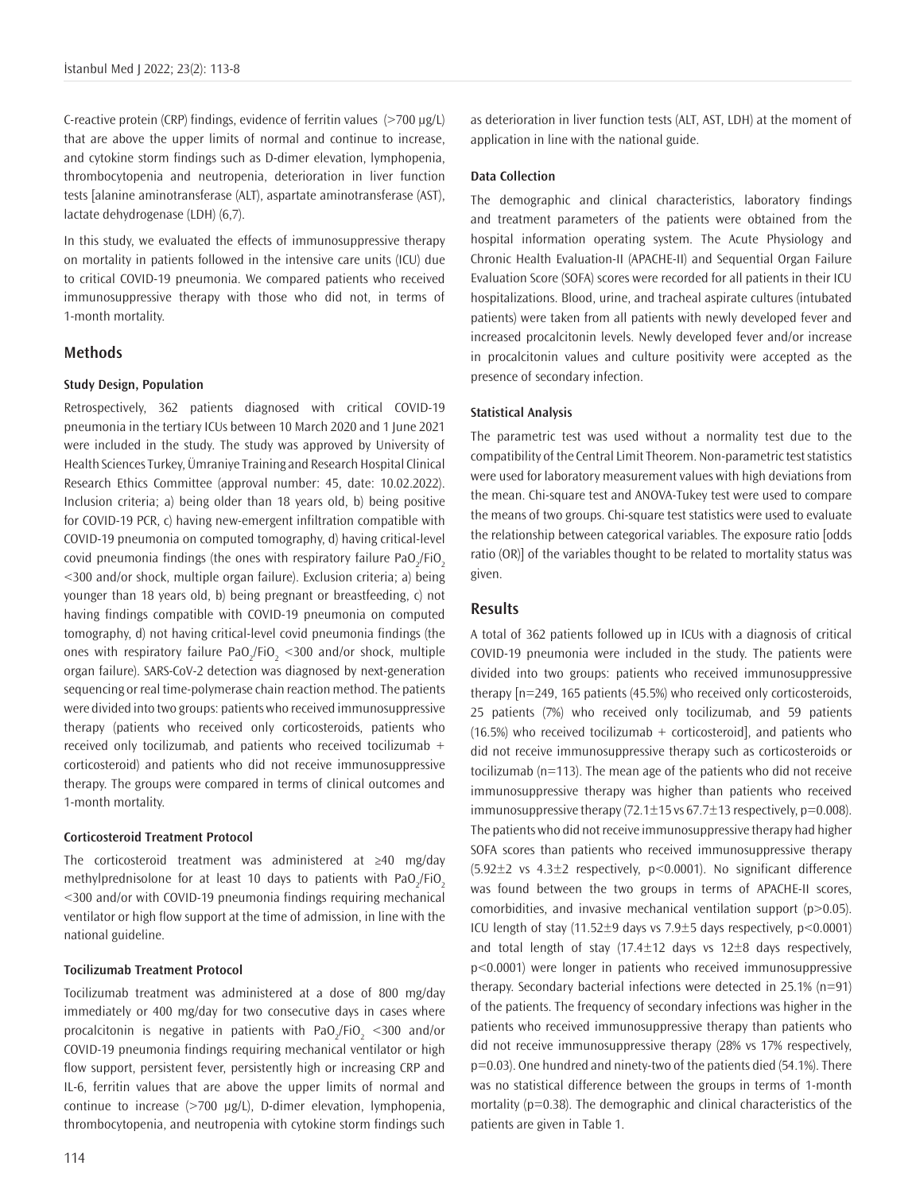C-reactive protein (CRP) findings, evidence of ferritin values (>700 µg/L) that are above the upper limits of normal and continue to increase, and cytokine storm findings such as D-dimer elevation, lymphopenia, thrombocytopenia and neutropenia, deterioration in liver function tests [alanine aminotransferase (ALT), aspartate aminotransferase (AST), lactate dehydrogenase (LDH) (6,7).

In this study, we evaluated the effects of immunosuppressive therapy on mortality in patients followed in the intensive care units (ICU) due to critical COVID-19 pneumonia. We compared patients who received immunosuppressive therapy with those who did not, in terms of 1-month mortality.

## Methods

### Study Design, Population

Retrospectively, 362 patients diagnosed with critical COVID-19 pneumonia in the tertiary ICUs between 10 March 2020 and 1 June 2021 were included in the study. The study was approved by University of Health Sciences Turkey, Ümraniye Training and Research Hospital Clinical Research Ethics Committee (approval number: 45, date: 10.02.2022). Inclusion criteria; a) being older than 18 years old, b) being positive for COVID-19 PCR, c) having new-emergent infiltration compatible with COVID-19 pneumonia on computed tomography, d) having critical-level covid pneumonia findings (the ones with respiratory failure $PaO_2/FiO_2$ <300 and/or shock, multiple organ failure). Exclusion criteria; a) being younger than 18 years old, b) being pregnant or breastfeeding, c) not having findings compatible with COVID-19 pneumonia on computed tomography, d) not having critical-level covid pneumonia findings (the ones with respiratory failure $PaO_2/FiO_2$ <300 and/or shock, multiple organ failure). SARS-CoV-2 detection was diagnosed by next-generation sequencing or real time-polymerase chain reaction method. The patients were divided into two groups: patients who received immunosuppressive therapy (patients who received only corticosteroids, patients who received only tocilizumab, and patients who received tocilizumab + corticosteroid) and patients who did not receive immunosuppressive therapy. The groups were compared in terms of clinical outcomes and 1-month mortality.

### Corticosteroid Treatment Protocol

The corticosteroid treatment was administered at ≥40 mg/day methylprednisolone for at least 10 days to patients with $PaO_2/FiO_2$ <300 and/or with COVID-19 pneumonia findings requiring mechanical ventilator or high flow support at the time of admission, in line with the national guideline.

### Tocilizumab Treatment Protocol

Tocilizumab treatment was administered at a dose of 800 mg/day immediately or 400 mg/day for two consecutive days in cases where procalcitonin is negative in patients with $PaO_2/FiO_2$ <300 and/or COVID-19 pneumonia findings requiring mechanical ventilator or high flow support, persistent fever, persistently high or increasing CRP and IL-6, ferritin values that are above the upper limits of normal and continue to increase (>700 µg/L), D-dimer elevation, lymphopenia, thrombocytopenia, and neutropenia with cytokine storm findings such as deterioration in liver function tests (ALT, AST, LDH) at the moment of application in line with the national guide.

### Data Collection

The demographic and clinical characteristics, laboratory findings and treatment parameters of the patients were obtained from the hospital information operating system. The Acute Physiology and Chronic Health Evaluation-II (APACHE-II) and Sequential Organ Failure Evaluation Score (SOFA) scores were recorded for all patients in their ICU hospitalizations. Blood, urine, and tracheal aspirate cultures (intubated patients) were taken from all patients with newly developed fever and increased procalcitonin levels. Newly developed fever and/or increase in procalcitonin values and culture positivity were accepted as the presence of secondary infection.

### Statistical Analysis

The parametric test was used without a normality test due to the compatibility of the Central Limit Theorem. Non-parametric test statistics were used for laboratory measurement values with high deviations from the mean. Chi-square test and ANOVA-Tukey test were used to compare the means of two groups. Chi-square test statistics were used to evaluate the relationship between categorical variables. The exposure ratio [odds ratio (OR)] of the variables thought to be related to mortality status was given.

## Results

A total of 362 patients followed up in ICUs with a diagnosis of critical COVID-19 pneumonia were included in the study. The patients were divided into two groups: patients who received immunosuppressive therapy [n=249, 165 patients (45.5%) who received only corticosteroids, 25 patients (7%) who received only tocilizumab, and 59 patients (16.5%) who received tocilizumab + corticosteroid], and patients who did not receive immunosuppressive therapy such as corticosteroids or tocilizumab (n=113). The mean age of the patients who did not receive immunosuppressive therapy was higher than patients who received immunosuppressive therapy (72.1±15 vs 67.7±13 respectively, p=0.008). The patients who did not receive immunosuppressive therapy had higher SOFA scores than patients who received immunosuppressive therapy (5.92±2 vs 4.3±2 respectively, p<0.0001). No significant difference was found between the two groups in terms of APACHE-II scores, comorbidities, and invasive mechanical ventilation support (p>0.05). ICU length of stay (11.52±9 days vs 7.9±5 days respectively, p<0.0001) and total length of stay (17.4±12 days vs 12±8 days respectively, p<0.0001) were longer in patients who received immunosuppressive therapy. Secondary bacterial infections were detected in 25.1% (n=91) of the patients. The frequency of secondary infections was higher in the patients who received immunosuppressive therapy than patients who did not receive immunosuppressive therapy (28% vs 17% respectively, p=0.03). One hundred and ninety-two of the patients died (54.1%). There was no statistical difference between the groups in terms of 1-month mortality (p=0.38). The demographic and clinical characteristics of the patients are given in Table 1.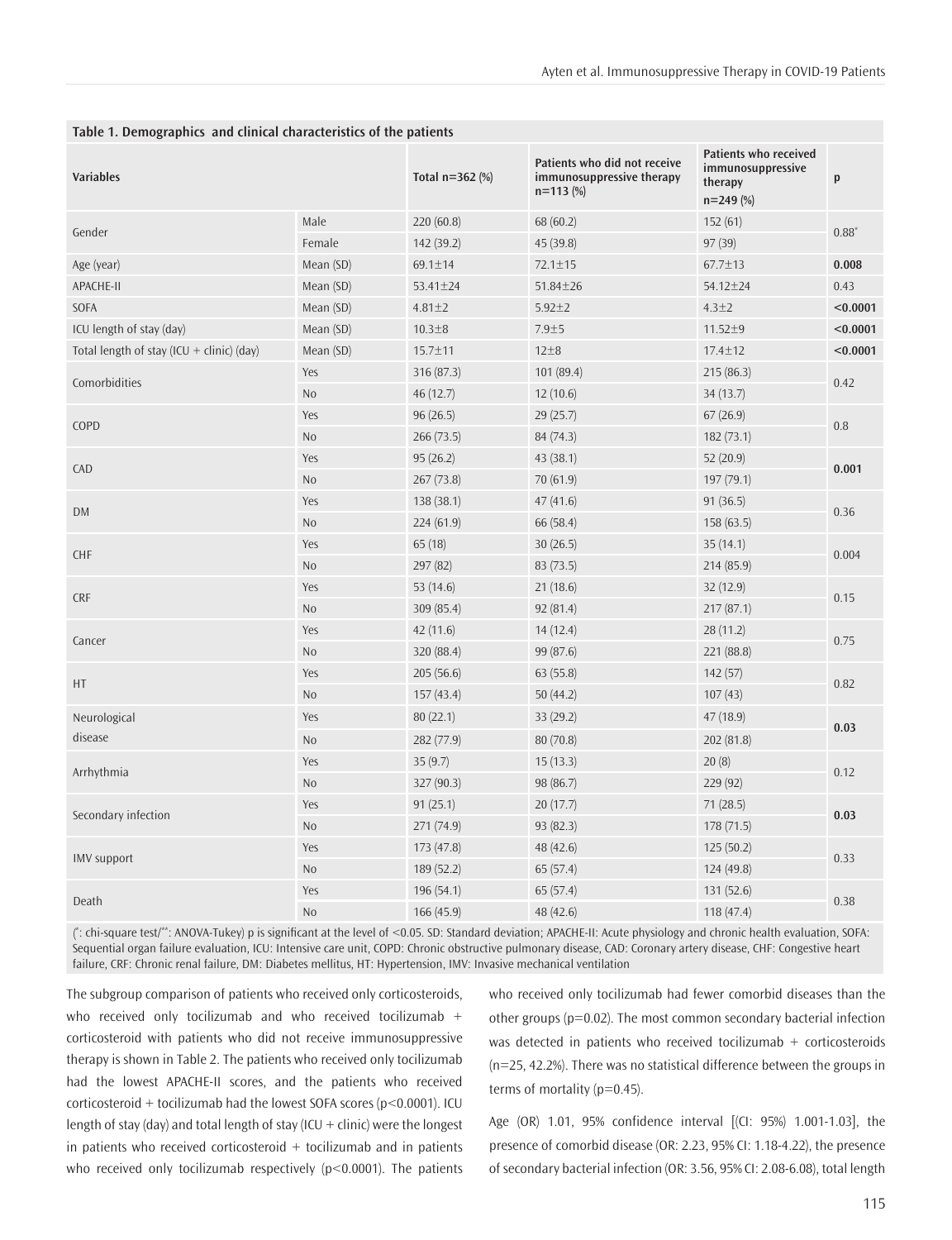**Table 1. Demographics and clinical characteristics of the patients**

| Variables | | Total n=362 (%) | Patients who did not receive immunosuppressive therapy n=113 (%) | Patients who received immunosuppressive therapy n=249 (%) | p |
|---|---|---|---|---|---|
| Gender | Male | 220 (60.8) | 68 (60.2) | 152 (61) | 0.88* |
| | Female | 142 (39.2) | 45 (39.8) | 97 (39) | |
| Age (year) | Mean (SD) | 69.1±14 | 72.1±15 | 67.7±13 | **0.008** |
| APACHE-II | Mean (SD) | 53.41±24 | 51.84±26 | 54.12±24 | 0.43 |
| SOFA | Mean (SD) | 4.81±2 | 5.92±2 | 4.3±2 | **<0.0001** |
| ICU length of stay (day) | Mean (SD) | 10.3±8 | 7.9±5 | 11.52±9 | **<0.0001** |
| Total length of stay (ICU + clinic) (day) | Mean (SD) | 15.7±11 | 12±8 | 17.4±12 | **<0.0001** |
| Comorbidities | Yes | 316 (87.3) | 101 (89.4) | 215 (86.3) | 0.42 |
| | No | 46 (12.7) | 12 (10.6) | 34 (13.7) | |
| COPD | Yes | 96 (26.5) | 29 (25.7) | 67 (26.9) | 0.8 |
| | No | 266 (73.5) | 84 (74.3) | 182 (73.1) | |
| CAD | Yes | 95 (26.2) | 43 (38.1) | 52 (20.9) | **0.001** |
| | No | 267 (73.8) | 70 (61.9) | 197 (79.1) | |
| DM | Yes | 138 (38.1) | 47 (41.6) | 91 (36.5) | 0.36 |
| | No | 224 (61.9) | 66 (58.4) | 158 (63.5) | |
| CHF | Yes | 65 (18) | 30 (26.5) | 35 (14.1) | 0.004 |
| | No | 297 (82) | 83 (73.5) | 214 (85.9) | |
| CRF | Yes | 53 (14.6) | 21 (18.6) | 32 (12.9) | 0.15 |
| | No | 309 (85.4) | 92 (81.4) | 217 (87.1) | |
| Cancer | Yes | 42 (11.6) | 14 (12.4) | 28 (11.2) | 0.75 |
| | No | 320 (88.4) | 99 (87.6) | 221 (88.8) | |
| HT | Yes | 205 (56.6) | 63 (55.8) | 142 (57) | 0.82 |
| | No | 157 (43.4) | 50 (44.2) | 107 (43) | |
| Neurological disease | Yes | 80 (22.1) | 33 (29.2) | 47 (18.9) | **0.03** |
| | No | 282 (77.9) | 80 (70.8) | 202 (81.8) | |
| Arrhythmia | Yes | 35 (9.7) | 15 (13.3) | 20 (8) | 0.12 |
| | No | 327 (90.3) | 98 (86.7) | 229 (92) | |
| Secondary infection | Yes | 91 (25.1) | 20 (17.7) | 71 (28.5) | **0.03** |
| | No | 271 (74.9) | 93 (82.3) | 178 (71.5) | |
| IMV support | Yes | 173 (47.8) | 48 (42.6) | 125 (50.2) | 0.33 |
| | No | 189 (52.2) | 65 (57.4) | 124 (49.8) | |
| Death | Yes | 196 (54.1) | 65 (57.4) | 131 (52.6) | 0.38 |
| | No | 166 (45.9) | 48 (42.6) | 118 (47.4) | |

(*: chi-square test/**: ANOVA-Tukey) p is significant at the level of <0.05. SD: Standard deviation; APACHE-II: Acute physiology and chronic health evaluation, SOFA: Sequential organ failure evaluation, ICU: Intensive care unit, COPD: Chronic obstructive pulmonary disease, CAD: Coronary artery disease, CHF: Congestive heart failure, CRF: Chronic renal failure, DM: Diabetes mellitus, HT: Hypertension, IMV: Invasive mechanical ventilation

The subgroup comparison of patients who received only corticosteroids, who received only tocilizumab and who received tocilizumab + corticosteroid with patients who did not receive immunosuppressive therapy is shown in Table 2. The patients who received only tocilizumab had the lowest APACHE-II scores, and the patients who received corticosteroid + tocilizumab had the lowest SOFA scores (p<0.0001). ICU length of stay (day) and total length of stay (ICU + clinic) were the longest in patients who received corticosteroid + tocilizumab and in patients who received only tocilizumab respectively (p<0.0001). The patients who received only tocilizumab had fewer comorbid diseases than the other groups (p=0.02). The most common secondary bacterial infection was detected in patients who received tocilizumab + corticosteroids (n=25, 42.2%). There was no statistical difference between the groups in terms of mortality (p=0.45).

Age (OR) 1.01, 95% confidence interval [(CI: 95%) 1.001-1.03], the presence of comorbid disease (OR: 2.23, 95% CI: 1.18-4.22), the presence of secondary bacterial infection (OR: 3.56, 95% CI: 2.08-6.08), total length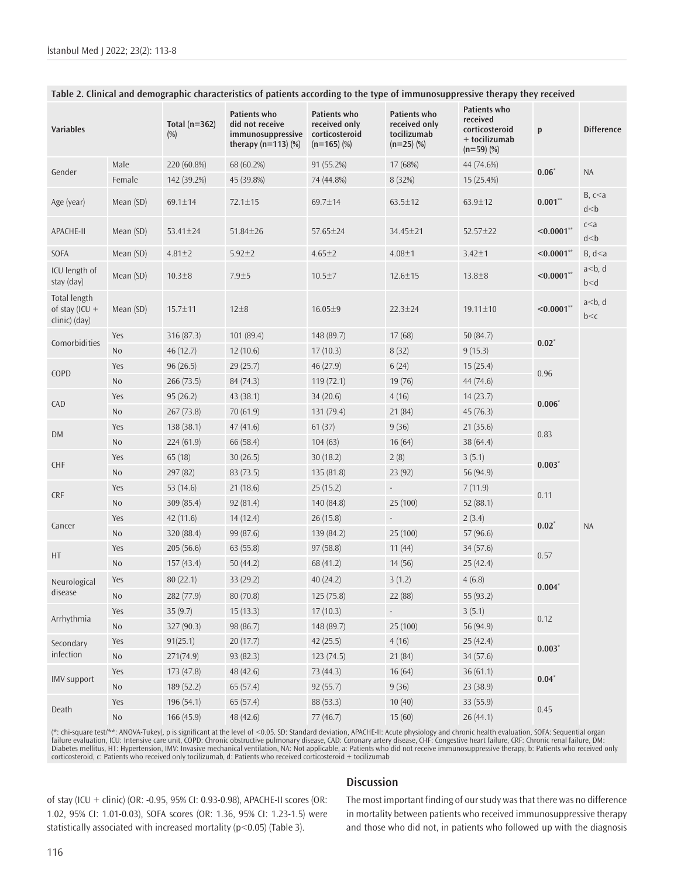**Table 2. Clinical and demographic characteristics of patients according to the type of immunosuppressive therapy they received**

| Variables | | Total (n=362) (%) | Patients who did not receive immunosuppressive therapy (n=113) (%) | Patients who received only corticosteroid (n=165) (%) | Patients who received only tocilizumab (n=25) (%) | Patients who received corticosteroid + tocilizumab (n=59) (%) | p | Difference |
|---|---|---|---|---|---|---|---|---|
| Gender | Male | 220 (60.8%) | 68 (60.2%) | 91 (55.2%) | 17 (68%) | 44 (74.6%) | **0.06*** | NA |
| | Female | 142 (39.2%) | 45 (39.8%) | 74 (44.8%) | 8 (32%) | 15 (25.4%) | | |
| Age (year) | Mean (SD) | 69.1±14 | 72.1±15 | 69.7±14 | 63.5±12 | 63.9±12 | **0.001**** | B, c<a d<b |
| APACHE-II | Mean (SD) | 53.41±24 | 51.84±26 | 57.65±24 | 34.45±21 | 52.57±22 | **<0.0001**** | c<a d<b |
| SOFA | Mean (SD) | 4.81±2 | 5.92±2 | 4.65±2 | 4.08±1 | 3.42±1 | **<0.0001**** | B, d<a |
| ICU length of stay (day) | Mean (SD) | 10.3±8 | 7.9±5 | 10.5±7 | 12.6±15 | 13.8±8 | **<0.0001**** | a<b, d b<d |
| Total length of stay (ICU + clinic) (day) | Mean (SD) | 15.7±11 | 12±8 | 16.05±9 | 22.3±24 | 19.11±10 | **<0.0001**** | a<b, d b<c |
| Comorbidities | Yes | 316 (87.3) | 101 (89.4) | 148 (89.7) | 17 (68) | 50 (84.7) | **0.02*** | NA |
| | No | 46 (12.7) | 12 (10.6) | 17 (10.3) | 8 (32) | 9 (15.3) | | |
| COPD | Yes | 96 (26.5) | 29 (25.7) | 46 (27.9) | 6 (24) | 15 (25.4) | 0.96 | |
| | No | 266 (73.5) | 84 (74.3) | 119 (72.1) | 19 (76) | 44 (74.6) | | |
| CAD | Yes | 95 (26.2) | 43 (38.1) | 34 (20.6) | 4 (16) | 14 (23.7) | **0.006*** | |
| | No | 267 (73.8) | 70 (61.9) | 131 (79.4) | 21 (84) | 45 (76.3) | | |
| DM | Yes | 138 (38.1) | 47 (41.6) | 61 (37) | 9 (36) | 21 (35.6) | 0.83 | |
| | No | 224 (61.9) | 66 (58.4) | 104 (63) | 16 (64) | 38 (64.4) | | |
| CHF | Yes | 65 (18) | 30 (26.5) | 30 (18.2) | 2 (8) | 3 (5.1) | **0.003*** | |
| | No | 297 (82) | 83 (73.5) | 135 (81.8) | 23 (92) | 56 (94.9) | | |
| CRF | Yes | 53 (14.6) | 21 (18.6) | 25 (15.2) | - | 7 (11.9) | 0.11 | |
| | No | 309 (85.4) | 92 (81.4) | 140 (84.8) | 25 (100) | 52 (88.1) | | |
| Cancer | Yes | 42 (11.6) | 14 (12.4) | 26 (15.8) | - | 2 (3.4) | **0.02*** | |
| | No | 320 (88.4) | 99 (87.6) | 139 (84.2) | 25 (100) | 57 (96.6) | | |
| HT | Yes | 205 (56.6) | 63 (55.8) | 97 (58.8) | 11 (44) | 34 (57.6) | 0.57 | |
| | No | 157 (43.4) | 50 (44.2) | 68 (41.2) | 14 (56) | 25 (42.4) | | |
| Neurological disease | Yes | 80 (22.1) | 33 (29.2) | 40 (24.2) | 3 (1.2) | 4 (6.8) | **0.004*** | |
| | No | 282 (77.9) | 80 (70.8) | 125 (75.8) | 22 (88) | 55 (93.2) | | |
| Arrhythmia | Yes | 35 (9.7) | 15 (13.3) | 17 (10.3) | - | 3 (5.1) | 0.12 | |
| | No | 327 (90.3) | 98 (86.7) | 148 (89.7) | 25 (100) | 56 (94.9) | | |
| Secondary infection | Yes | 91(25.1) | 20 (17.7) | 42 (25.5) | 4 (16) | 25 (42.4) | **0.003*** | |
| | No | 271(74.9) | 93 (82.3) | 123 (74.5) | 21 (84) | 34 (57.6) | | |
| IMV support | Yes | 173 (47.8) | 48 (42.6) | 73 (44.3) | 16 (64) | 36 (61.1) | **0.04*** | |
| | No | 189 (52.2) | 65 (57.4) | 92 (55.7) | 9 (36) | 23 (38.9) | | |
| Death | Yes | 196 (54.1) | 65 (57.4) | 88 (53.3) | 10 (40) | 33 (55.9) | 0.45 | |
| | No | 166 (45.9) | 48 (42.6) | 77 (46.7) | 15 (60) | 26 (44.1) | | |

(*: chi-square test/**: ANOVA-Tukey), p is significant at the level of <0.05. SD: Standard deviation, APACHE-II: Acute physiology and chronic health evaluation, SOFA: Sequential organ failure evaluation, ICU: Intensive care unit, COPD: Chronic obstructive pulmonary disease, CAD: Coronary artery disease, CHF: Congestive heart failure, CRF: Chronic renal failure, DM: Diabetes mellitus, HT: Hypertension, IMV: Invasive mechanical ventilation, NA: Not applicable, a: Patients who did not receive immunosuppressive therapy, b: Patients who received only corticosteroid, c: Patients who received only tocilizumab, d: Patients who received corticosteroid + tocilizumab

of stay (ICU + clinic) (OR: -0.95, 95% CI: 0.93-0.98), APACHE-II scores (OR: 1.02, 95% CI: 1.01-0.03), SOFA scores (OR: 1.36, 95% CI: 1.23-1.5) were statistically associated with increased mortality ($p<0.05$) (Table 3).

## Discussion

The most important finding of our study was that there was no difference in mortality between patients who received immunosuppressive therapy and those who did not, in patients who followed up with the diagnosis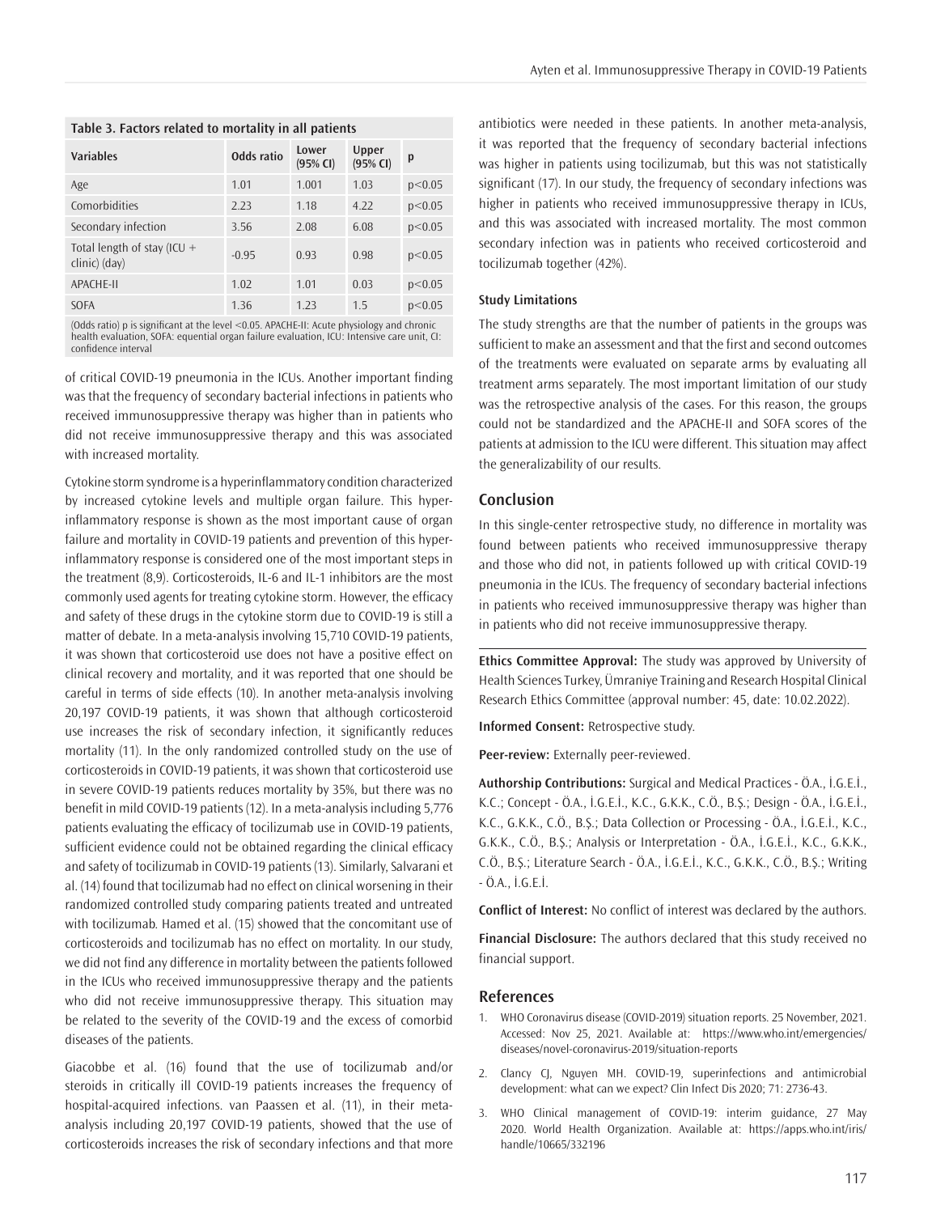**Table 3. Factors related to mortality in all patients**

| Variables | Odds ratio | Lower (95% CI) | Upper (95% CI) | p |
|---|---|---|---|---|
| Age | 1.01 | 1.001 | 1.03 | p<0.05 |
| Comorbidities | 2.23 | 1.18 | 4.22 | p<0.05 |
| Secondary infection | 3.56 | 2.08 | 6.08 | p<0.05 |
| Total length of stay (ICU + clinic) (day) | -0.95 | 0.93 | 0.98 | p<0.05 |
| APACHE-II | 1.02 | 1.01 | 0.03 | p<0.05 |
| SOFA | 1.36 | 1.23 | 1.5 | p<0.05 |

(Odds ratio) p is significant at the level <0.05. APACHE-II: Acute physiology and chronic health evaluation, SOFA: equential organ failure evaluation, ICU: Intensive care unit, CI: confidence interval

of critical COVID-19 pneumonia in the ICUs. Another important finding was that the frequency of secondary bacterial infections in patients who received immunosuppressive therapy was higher than in patients who did not receive immunosuppressive therapy and this was associated with increased mortality.

Cytokine storm syndrome is a hyperinflammatory condition characterized by increased cytokine levels and multiple organ failure. This hyper-inflammatory response is shown as the most important cause of organ failure and mortality in COVID-19 patients and prevention of this hyper-inflammatory response is considered one of the most important steps in the treatment (8,9). Corticosteroids, IL-6 and IL-1 inhibitors are the most commonly used agents for treating cytokine storm. However, the efficacy and safety of these drugs in the cytokine storm due to COVID-19 is still a matter of debate. In a meta-analysis involving 15,710 COVID-19 patients, it was shown that corticosteroid use does not have a positive effect on clinical recovery and mortality, and it was reported that one should be careful in terms of side effects (10). In another meta-analysis involving 20,197 COVID-19 patients, it was shown that although corticosteroid use increases the risk of secondary infection, it significantly reduces mortality (11). In the only randomized controlled study on the use of corticosteroids in COVID-19 patients, it was shown that corticosteroid use in severe COVID-19 patients reduces mortality by 35%, but there was no benefit in mild COVID-19 patients (12). In a meta-analysis including 5,776 patients evaluating the efficacy of tocilizumab use in COVID-19 patients, sufficient evidence could not be obtained regarding the clinical efficacy and safety of tocilizumab in COVID-19 patients (13). Similarly, Salvarani et al. (14) found that tocilizumab had no effect on clinical worsening in their randomized controlled study comparing patients treated and untreated with tocilizumab. Hamed et al. (15) showed that the concomitant use of corticosteroids and tocilizumab has no effect on mortality. In our study, we did not find any difference in mortality between the patients followed in the ICUs who received immunosuppressive therapy and the patients who did not receive immunosuppressive therapy. This situation may be related to the severity of the COVID-19 and the excess of comorbid diseases of the patients.

Giacobbe et al. (16) found that the use of tocilizumab and/or steroids in critically ill COVID-19 patients increases the frequency of hospital-acquired infections. van Paassen et al. (11), in their meta-analysis including 20,197 COVID-19 patients, showed that the use of corticosteroids increases the risk of secondary infections and that more antibiotics were needed in these patients. In another meta-analysis, it was reported that the frequency of secondary bacterial infections was higher in patients using tocilizumab, but this was not statistically significant (17). In our study, the frequency of secondary infections was higher in patients who received immunosuppressive therapy in ICUs, and this was associated with increased mortality. The most common secondary infection was in patients who received corticosteroid and tocilizumab together (42%).

### Study Limitations

The study strengths are that the number of patients in the groups was sufficient to make an assessment and that the first and second outcomes of the treatments were evaluated on separate arms by evaluating all treatment arms separately. The most important limitation of our study was the retrospective analysis of the cases. For this reason, the groups could not be standardized and the APACHE-II and SOFA scores of the patients at admission to the ICU were different. This situation may affect the generalizability of our results.

## Conclusion

In this single-center retrospective study, no difference in mortality was found between patients who received immunosuppressive therapy and those who did not, in patients followed up with critical COVID-19 pneumonia in the ICUs. The frequency of secondary bacterial infections in patients who received immunosuppressive therapy was higher than in patients who did not receive immunosuppressive therapy.

**Ethics Committee Approval:** The study was approved by University of Health Sciences Turkey, Ümraniye Training and Research Hospital Clinical Research Ethics Committee (approval number: 45, date: 10.02.2022).

**Informed Consent:** Retrospective study.

**Peer-review:** Externally peer-reviewed.

**Authorship Contributions:** Surgical and Medical Practices - Ö.A., İ.G.E.İ., K.C.; Concept - Ö.A., İ.G.E.İ., K.C., G.K.K., C.Ö., B.Ş.; Design - Ö.A., İ.G.E.İ., K.C., G.K.K., C.Ö., B.Ş.; Data Collection or Processing - Ö.A., İ.G.E.İ., K.C., G.K.K., C.Ö., B.Ş.; Analysis or Interpretation - Ö.A., İ.G.E.İ., K.C., G.K.K., C.Ö., B.Ş.; Literature Search - Ö.A., İ.G.E.İ., K.C., G.K.K., C.Ö., B.Ş.; Writing - Ö.A., İ.G.E.İ.

**Conflict of Interest:** No conflict of interest was declared by the authors.

**Financial Disclosure:** The authors declared that this study received no financial support.

## References

1. WHO Coronavirus disease (COVID-2019) situation reports. 25 November, 2021. Accessed: Nov 25, 2021. Available at: https://www.who.int/emergencies/diseases/novel-coronavirus-2019/situation-reports
2. Clancy CJ, Nguyen MH. COVID-19, superinfections and antimicrobial development: what can we expect? Clin Infect Dis 2020; 71: 2736-43.
3. WHO Clinical management of COVID-19: interim guidance, 27 May 2020. World Health Organization. Available at: https://apps.who.int/iris/handle/10665/332196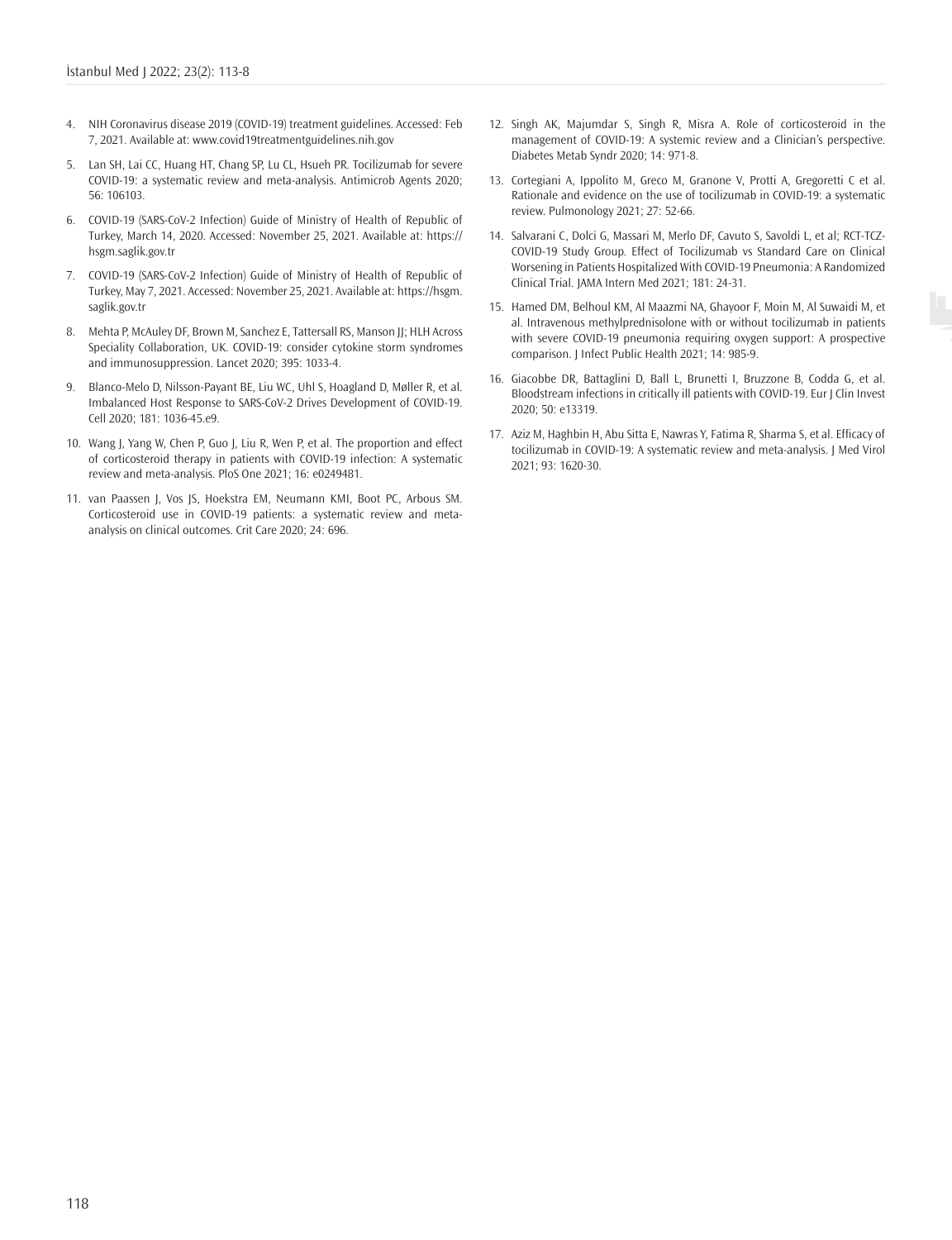4. NIH Coronavirus disease 2019 (COVID-19) treatment guidelines. Accessed: Feb 7, 2021. Available at: www.covid19treatmentguidelines.nih.gov

5. Lan SH, Lai CC, Huang HT, Chang SP, Lu CL, Hsueh PR. Tocilizumab for severe COVID-19: a systematic review and meta-analysis. Antimicrob Agents 2020; 56: 106103.

6. COVID-19 (SARS-CoV-2 Infection) Guide of Ministry of Health of Republic of Turkey, March 14, 2020. Accessed: November 25, 2021. Available at: https://hsgm.saglik.gov.tr

7. COVID-19 (SARS-CoV-2 Infection) Guide of Ministry of Health of Republic of Turkey, May 7, 2021. Accessed: November 25, 2021. Available at: https://hsgm.saglik.gov.tr

8. Mehta P, McAuley DF, Brown M, Sanchez E, Tattersall RS, Manson JJ; HLH Across Speciality Collaboration, UK. COVID-19: consider cytokine storm syndromes and immunosuppression. Lancet 2020; 395: 1033-4.

9. Blanco-Melo D, Nilsson-Payant BE, Liu WC, Uhl S, Hoagland D, Møller R, et al. Imbalanced Host Response to SARS-CoV-2 Drives Development of COVID-19. Cell 2020; 181: 1036-45.e9.

10. Wang J, Yang W, Chen P, Guo J, Liu R, Wen P, et al. The proportion and effect of corticosteroid therapy in patients with COVID-19 infection: A systematic review and meta-analysis. PloS One 2021; 16: e0249481.

11. van Paassen J, Vos JS, Hoekstra EM, Neumann KMI, Boot PC, Arbous SM. Corticosteroid use in COVID-19 patients: a systematic review and meta-analysis on clinical outcomes. Crit Care 2020; 24: 696.

12. Singh AK, Majumdar S, Singh R, Misra A. Role of corticosteroid in the management of COVID-19: A systemic review and a Clinician's perspective. Diabetes Metab Syndr 2020; 14: 971-8.

13. Cortegiani A, Ippolito M, Greco M, Granone V, Protti A, Gregoretti C et al. Rationale and evidence on the use of tocilizumab in COVID-19: a systematic review. Pulmonology 2021; 27: 52-66.

14. Salvarani C, Dolci G, Massari M, Merlo DF, Cavuto S, Savoldi L, et al; RCT-TCZ-COVID-19 Study Group. Effect of Tocilizumab vs Standard Care on Clinical Worsening in Patients Hospitalized With COVID-19 Pneumonia: A Randomized Clinical Trial. JAMA Intern Med 2021; 181: 24-31.

15. Hamed DM, Belhoul KM, Al Maazmi NA, Ghayoor F, Moin M, Al Suwaidi M, et al. Intravenous methylprednisolone with or without tocilizumab in patients with severe COVID-19 pneumonia requiring oxygen support: A prospective comparison. J Infect Public Health 2021; 14: 985-9.

16. Giacobbe DR, Battaglini D, Ball L, Brunetti I, Bruzzone B, Codda G, et al. Bloodstream infections in critically ill patients with COVID-19. Eur J Clin Invest 2020; 50: e13319.

17. Aziz M, Haghbin H, Abu Sitta E, Nawras Y, Fatima R, Sharma S, et al. Efficacy of tocilizumab in COVID-19: A systematic review and meta-analysis. J Med Virol 2021; 93: 1620-30.